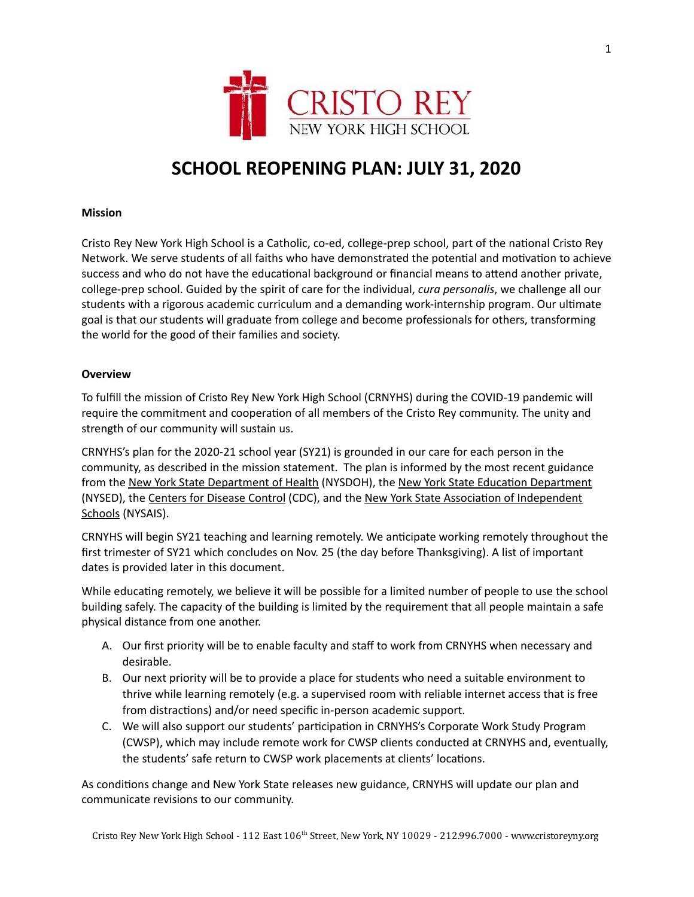# SCHOOL REOPENING PLAN: JULY 31, 2020

**Mission**

Cristo Rey New York High School is a Catholic, co-ed, college-prep school, part of the national Cristo Rey Network. We serve students of all faiths who have demonstrated the potential and motivation to achieve success and who do not have the educational background or financial means to attend another private, college-prep school. Guided by the spirit of care for the individual, *cura personalis*, we challenge all our students with a rigorous academic curriculum and a demanding work-internship program. Our ultimate goal is that our students will graduate from college and become professionals for others, transforming the world for the good of their families and society.

**Overview**

To fulfill the mission of Cristo Rey New York High School (CRNYHS) during the COVID-19 pandemic will require the commitment and cooperation of all members of the Cristo Rey community. The unity and strength of our community will sustain us.

CRNYHS's plan for the 2020-21 school year (SY21) is grounded in our care for each person in the community, as described in the mission statement. The plan is informed by the most recent guidance from the New York State Department of Health (NYSDOH), the New York State Education Department (NYSED), the Centers for Disease Control (CDC), and the New York State Association of Independent Schools (NYSAIS).

CRNYHS will begin SY21 teaching and learning remotely. We anticipate working remotely throughout the first trimester of SY21 which concludes on Nov. 25 (the day before Thanksgiving). A list of important dates is provided later in this document.

While educating remotely, we believe it will be possible for a limited number of people to use the school building safely. The capacity of the building is limited by the requirement that all people maintain a safe physical distance from one another.

A. Our first priority will be to enable faculty and staff to work from CRNYHS when necessary and desirable.
B. Our next priority will be to provide a place for students who need a suitable environment to thrive while learning remotely (e.g. a supervised room with reliable internet access that is free from distractions) and/or need specific in-person academic support.
C. We will also support our students' participation in CRNYHS's Corporate Work Study Program (CWSP), which may include remote work for CWSP clients conducted at CRNYHS and, eventually, the students' safe return to CWSP work placements at clients' locations.

As conditions change and New York State releases new guidance, CRNYHS will update our plan and communicate revisions to our community.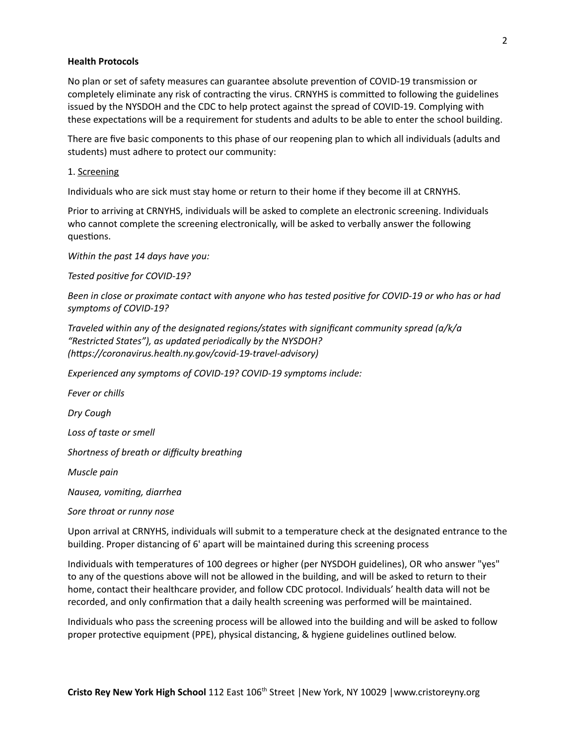**Health Protocols**

No plan or set of safety measures can guarantee absolute prevention of COVID-19 transmission or completely eliminate any risk of contracting the virus. CRNYHS is committed to following the guidelines issued by the NYSDOH and the CDC to help protect against the spread of COVID-19. Complying with these expectations will be a requirement for students and adults to be able to enter the school building.

There are five basic components to this phase of our reopening plan to which all individuals (adults and students) must adhere to protect our community:

1. <u>Screening</u>

Individuals who are sick must stay home or return to their home if they become ill at CRNYHS.

Prior to arriving at CRNYHS, individuals will be asked to complete an electronic screening. Individuals who cannot complete the screening electronically, will be asked to verbally answer the following questions.

*Within the past 14 days have you:*

*Tested positive for COVID-19?*

*Been in close or proximate contact with anyone who has tested positive for COVID-19 or who has or had symptoms of COVID-19?*

*Traveled within any of the designated regions/states with significant community spread (a/k/a "Restricted States"), as updated periodically by the NYSDOH? (https://coronavirus.health.ny.gov/covid-19-travel-advisory)*

*Experienced any symptoms of COVID-19? COVID-19 symptoms include:*

*Fever or chills*

*Dry Cough*

*Loss of taste or smell*

*Shortness of breath or difficulty breathing*

*Muscle pain*

*Nausea, vomiting, diarrhea*

*Sore throat or runny nose*

Upon arrival at CRNYHS, individuals will submit to a temperature check at the designated entrance to the building. Proper distancing of 6' apart will be maintained during this screening process

Individuals with temperatures of 100 degrees or higher (per NYSDOH guidelines), OR who answer "yes" to any of the questions above will not be allowed in the building, and will be asked to return to their home, contact their healthcare provider, and follow CDC protocol. Individuals' health data will not be recorded, and only confirmation that a daily health screening was performed will be maintained.

Individuals who pass the screening process will be allowed into the building and will be asked to follow proper protective equipment (PPE), physical distancing, & hygiene guidelines outlined below.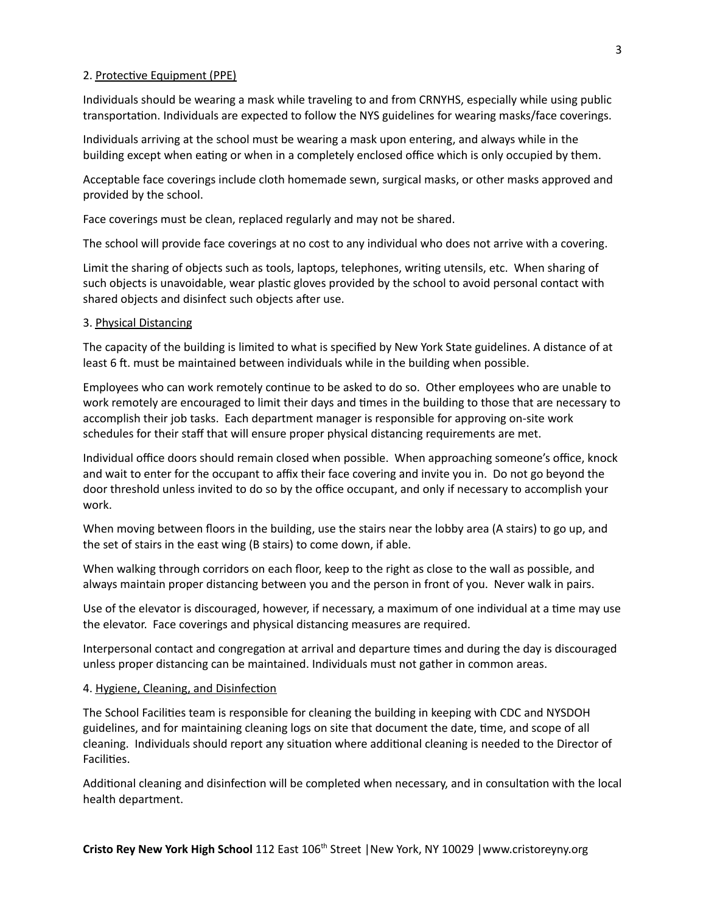2. <u>Protective Equipment (PPE)</u>

Individuals should be wearing a mask while traveling to and from CRNYHS, especially while using public transportation. Individuals are expected to follow the NYS guidelines for wearing masks/face coverings.

Individuals arriving at the school must be wearing a mask upon entering, and always while in the building except when eating or when in a completely enclosed office which is only occupied by them.

Acceptable face coverings include cloth homemade sewn, surgical masks, or other masks approved and provided by the school.

Face coverings must be clean, replaced regularly and may not be shared.

The school will provide face coverings at no cost to any individual who does not arrive with a covering.

Limit the sharing of objects such as tools, laptops, telephones, writing utensils, etc. When sharing of such objects is unavoidable, wear plastic gloves provided by the school to avoid personal contact with shared objects and disinfect such objects after use.

3. <u>Physical Distancing</u>

The capacity of the building is limited to what is specified by New York State guidelines. A distance of at least 6 ft. must be maintained between individuals while in the building when possible.

Employees who can work remotely continue to be asked to do so. Other employees who are unable to work remotely are encouraged to limit their days and times in the building to those that are necessary to accomplish their job tasks. Each department manager is responsible for approving on-site work schedules for their staff that will ensure proper physical distancing requirements are met.

Individual office doors should remain closed when possible. When approaching someone's office, knock and wait to enter for the occupant to affix their face covering and invite you in. Do not go beyond the door threshold unless invited to do so by the office occupant, and only if necessary to accomplish your work.

When moving between floors in the building, use the stairs near the lobby area (A stairs) to go up, and the set of stairs in the east wing (B stairs) to come down, if able.

When walking through corridors on each floor, keep to the right as close to the wall as possible, and always maintain proper distancing between you and the person in front of you. Never walk in pairs.

Use of the elevator is discouraged, however, if necessary, a maximum of one individual at a time may use the elevator. Face coverings and physical distancing measures are required.

Interpersonal contact and congregation at arrival and departure times and during the day is discouraged unless proper distancing can be maintained. Individuals must not gather in common areas.

4. <u>Hygiene, Cleaning, and Disinfection</u>

The School Facilities team is responsible for cleaning the building in keeping with CDC and NYSDOH guidelines, and for maintaining cleaning logs on site that document the date, time, and scope of all cleaning. Individuals should report any situation where additional cleaning is needed to the Director of Facilities.

Additional cleaning and disinfection will be completed when necessary, and in consultation with the local health department.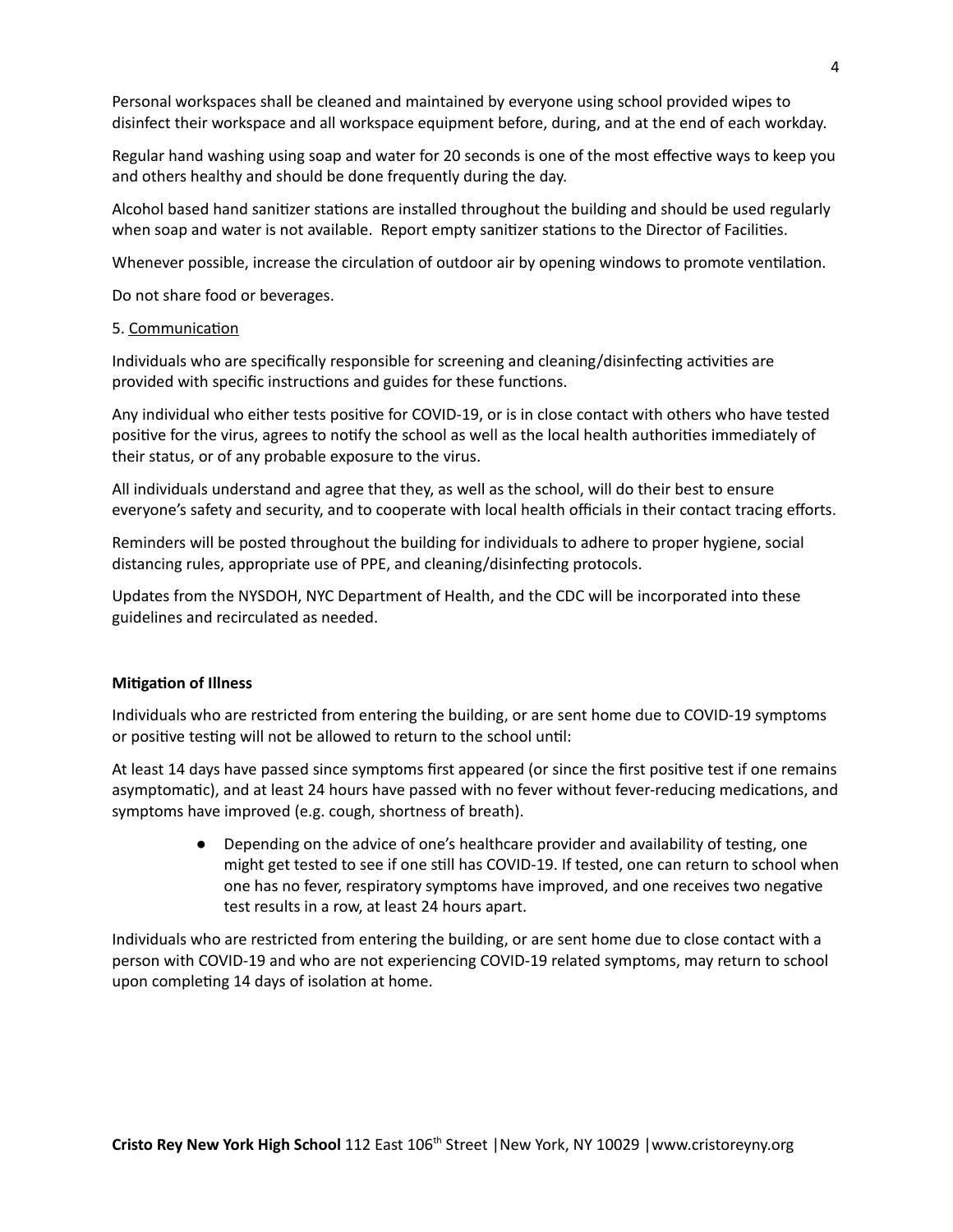Personal workspaces shall be cleaned and maintained by everyone using school provided wipes to disinfect their workspace and all workspace equipment before, during, and at the end of each workday.

Regular hand washing using soap and water for 20 seconds is one of the most effective ways to keep you and others healthy and should be done frequently during the day.

Alcohol based hand sanitizer stations are installed throughout the building and should be used regularly when soap and water is not available. Report empty sanitizer stations to the Director of Facilities.

Whenever possible, increase the circulation of outdoor air by opening windows to promote ventilation.

Do not share food or beverages.

5. Communication

Individuals who are specifically responsible for screening and cleaning/disinfecting activities are provided with specific instructions and guides for these functions.

Any individual who either tests positive for COVID-19, or is in close contact with others who have tested positive for the virus, agrees to notify the school as well as the local health authorities immediately of their status, or of any probable exposure to the virus.

All individuals understand and agree that they, as well as the school, will do their best to ensure everyone's safety and security, and to cooperate with local health officials in their contact tracing efforts.

Reminders will be posted throughout the building for individuals to adhere to proper hygiene, social distancing rules, appropriate use of PPE, and cleaning/disinfecting protocols.

Updates from the NYSDOH, NYC Department of Health, and the CDC will be incorporated into these guidelines and recirculated as needed.

**Mitigation of Illness**

Individuals who are restricted from entering the building, or are sent home due to COVID-19 symptoms or positive testing will not be allowed to return to the school until:

At least 14 days have passed since symptoms first appeared (or since the first positive test if one remains asymptomatic), and at least 24 hours have passed with no fever without fever-reducing medications, and symptoms have improved (e.g. cough, shortness of breath).

- Depending on the advice of one's healthcare provider and availability of testing, one might get tested to see if one still has COVID-19. If tested, one can return to school when one has no fever, respiratory symptoms have improved, and one receives two negative test results in a row, at least 24 hours apart.

Individuals who are restricted from entering the building, or are sent home due to close contact with a person with COVID-19 and who are not experiencing COVID-19 related symptoms, may return to school upon completing 14 days of isolation at home.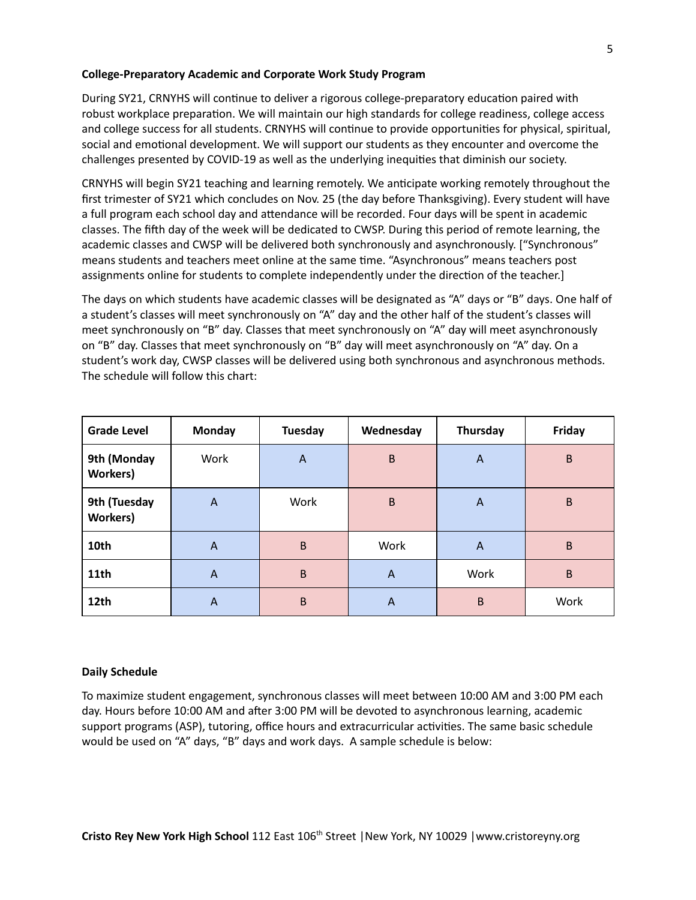**College-Preparatory Academic and Corporate Work Study Program**

During SY21, CRNYHS will continue to deliver a rigorous college-preparatory education paired with robust workplace preparation. We will maintain our high standards for college readiness, college access and college success for all students. CRNYHS will continue to provide opportunities for physical, spiritual, social and emotional development. We will support our students as they encounter and overcome the challenges presented by COVID-19 as well as the underlying inequities that diminish our society.

CRNYHS will begin SY21 teaching and learning remotely. We anticipate working remotely throughout the first trimester of SY21 which concludes on Nov. 25 (the day before Thanksgiving). Every student will have a full program each school day and attendance will be recorded. Four days will be spent in academic classes. The fifth day of the week will be dedicated to CWSP. During this period of remote learning, the academic classes and CWSP will be delivered both synchronously and asynchronously. ["Synchronous" means students and teachers meet online at the same time. "Asynchronous" means teachers post assignments online for students to complete independently under the direction of the teacher.]

The days on which students have academic classes will be designated as "A" days or "B" days. One half of a student's classes will meet synchronously on "A" day and the other half of the student's classes will meet synchronously on "B" day. Classes that meet synchronously on "A" day will meet asynchronously on "B" day. Classes that meet synchronously on "B" day will meet asynchronously on "A" day. On a student's work day, CWSP classes will be delivered using both synchronous and asynchronous methods. The schedule will follow this chart:

| Grade Level | Monday | Tuesday | Wednesday | Thursday | Friday |
|---|---|---|---|---|---|
| **9th (Monday Workers)** | Work | A | B | A | B |
| **9th (Tuesday Workers)** | A | Work | B | A | B |
| **10th** | A | B | Work | A | B |
| **11th** | A | B | A | Work | B |
| **12th** | A | B | A | B | Work |

**Daily Schedule**

To maximize student engagement, synchronous classes will meet between 10:00 AM and 3:00 PM each day. Hours before 10:00 AM and after 3:00 PM will be devoted to asynchronous learning, academic support programs (ASP), tutoring, office hours and extracurricular activities. The same basic schedule would be used on "A" days, "B" days and work days. A sample schedule is below: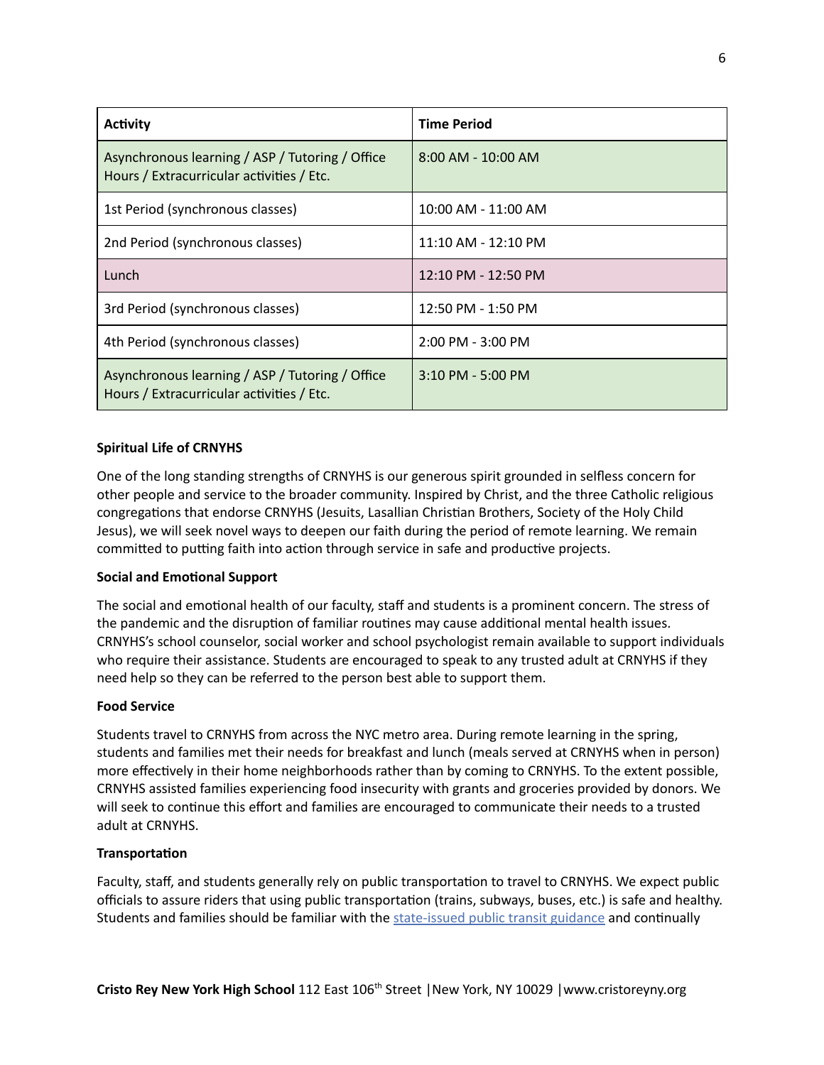| Activity | Time Period |
| --- | --- |
| Asynchronous learning / ASP / Tutoring / Office Hours / Extracurricular activities / Etc. | 8:00 AM - 10:00 AM |
| 1st Period (synchronous classes) | 10:00 AM - 11:00 AM |
| 2nd Period (synchronous classes) | 11:10 AM - 12:10 PM |
| Lunch | 12:10 PM - 12:50 PM |
| 3rd Period (synchronous classes) | 12:50 PM - 1:50 PM |
| 4th Period (synchronous classes) | 2:00 PM - 3:00 PM |
| Asynchronous learning / ASP / Tutoring / Office Hours / Extracurricular activities / Etc. | 3:10 PM - 5:00 PM |

**Spiritual Life of CRNYHS**

One of the long standing strengths of CRNYHS is our generous spirit grounded in selfless concern for other people and service to the broader community. Inspired by Christ, and the three Catholic religious congregations that endorse CRNYHS (Jesuits, Lasallian Christian Brothers, Society of the Holy Child Jesus), we will seek novel ways to deepen our faith during the period of remote learning. We remain committed to putting faith into action through service in safe and productive projects.

**Social and Emotional Support**

The social and emotional health of our faculty, staff and students is a prominent concern. The stress of the pandemic and the disruption of familiar routines may cause additional mental health issues. CRNYHS's school counselor, social worker and school psychologist remain available to support individuals who require their assistance. Students are encouraged to speak to any trusted adult at CRNYHS if they need help so they can be referred to the person best able to support them.

**Food Service**

Students travel to CRNYHS from across the NYC metro area. During remote learning in the spring, students and families met their needs for breakfast and lunch (meals served at CRNYHS when in person) more effectively in their home neighborhoods rather than by coming to CRNYHS. To the extent possible, CRNYHS assisted families experiencing food insecurity with grants and groceries provided by donors. We will seek to continue this effort and families are encouraged to communicate their needs to a trusted adult at CRNYHS.

**Transportation**

Faculty, staff, and students generally rely on public transportation to travel to CRNYHS. We expect public officials to assure riders that using public transportation (trains, subways, buses, etc.) is safe and healthy. Students and families should be familiar with the state-issued public transit guidance and continually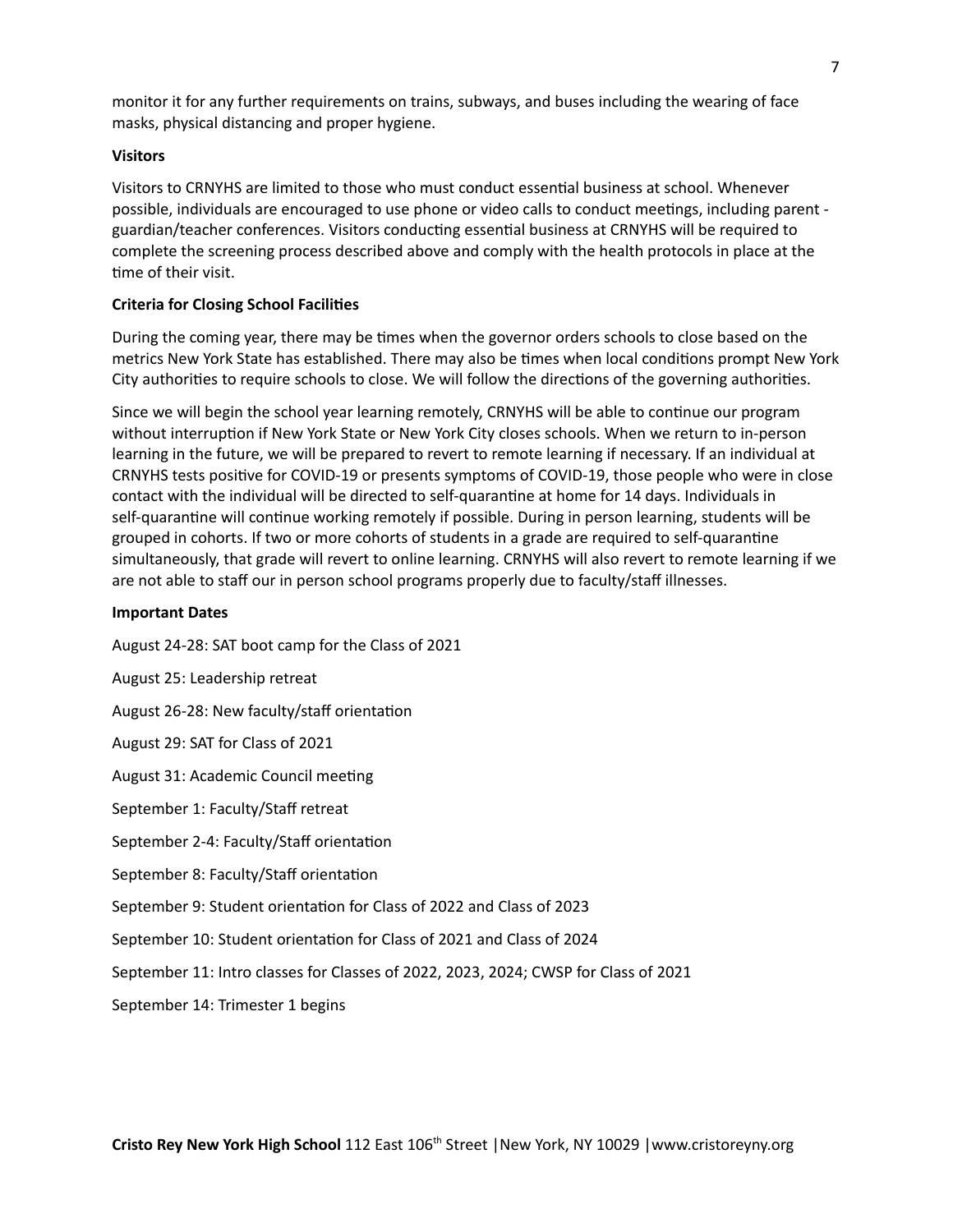monitor it for any further requirements on trains, subways, and buses including the wearing of face masks, physical distancing and proper hygiene.

**Visitors**

Visitors to CRNYHS are limited to those who must conduct essential business at school. Whenever possible, individuals are encouraged to use phone or video calls to conduct meetings, including parent - guardian/teacher conferences. Visitors conducting essential business at CRNYHS will be required to complete the screening process described above and comply with the health protocols in place at the time of their visit.

**Criteria for Closing School Facilities**

During the coming year, there may be times when the governor orders schools to close based on the metrics New York State has established. There may also be times when local conditions prompt New York City authorities to require schools to close. We will follow the directions of the governing authorities.

Since we will begin the school year learning remotely, CRNYHS will be able to continue our program without interruption if New York State or New York City closes schools. When we return to in-person learning in the future, we will be prepared to revert to remote learning if necessary. If an individual at CRNYHS tests positive for COVID-19 or presents symptoms of COVID-19, those people who were in close contact with the individual will be directed to self-quarantine at home for 14 days. Individuals in self-quarantine will continue working remotely if possible. During in person learning, students will be grouped in cohorts. If two or more cohorts of students in a grade are required to self-quarantine simultaneously, that grade will revert to online learning. CRNYHS will also revert to remote learning if we are not able to staff our in person school programs properly due to faculty/staff illnesses.

**Important Dates**

August 24-28: SAT boot camp for the Class of 2021

August 25: Leadership retreat

August 26-28: New faculty/staff orientation

August 29: SAT for Class of 2021

August 31: Academic Council meeting

September 1: Faculty/Staff retreat

September 2-4: Faculty/Staff orientation

September 8: Faculty/Staff orientation

September 9: Student orientation for Class of 2022 and Class of 2023

September 10: Student orientation for Class of 2021 and Class of 2024

September 11: Intro classes for Classes of 2022, 2023, 2024; CWSP for Class of 2021

September 14: Trimester 1 begins